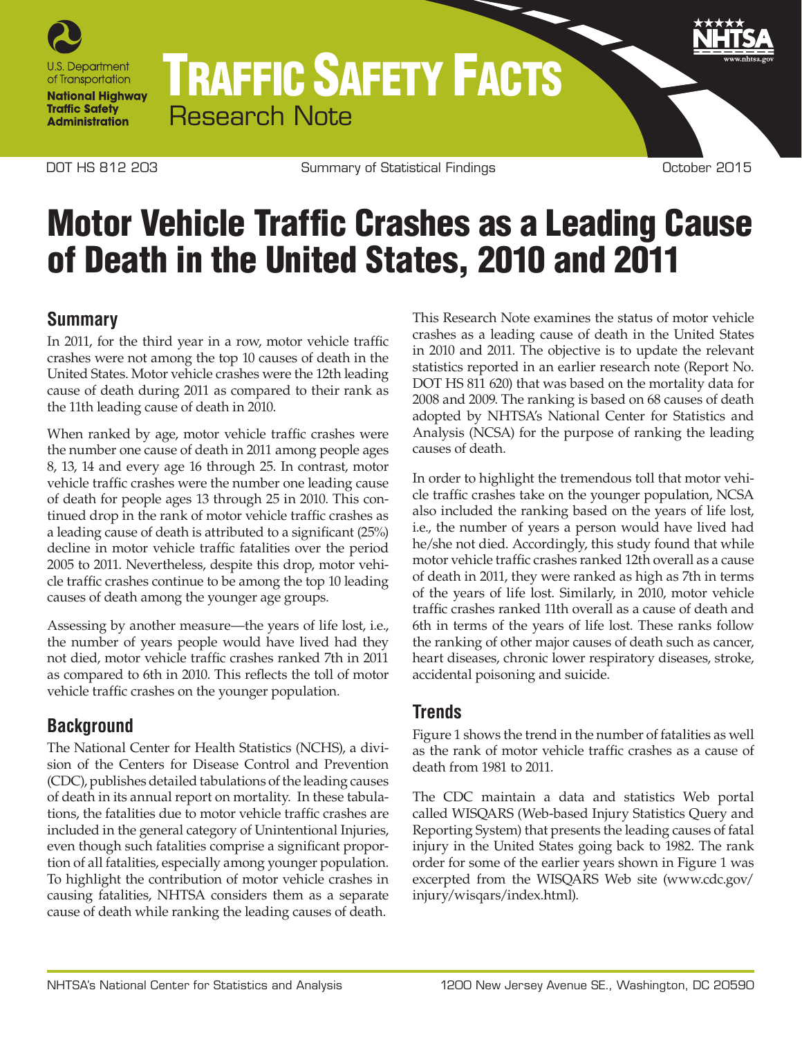U.S. Department of Transportation

**National Highway Traffic Safety Administration**

# TRAFFIC SAFETY FACTS

Research Note

DOT HS 812 203 Summary of Statistical Findings October 2015

# Motor Vehicle Traffic Crashes as a Leading Cause of Death in the United States, 2010 and 2011

## Summary

In 2011, for the third year in a row, motor vehicle traffic crashes were not among the top 10 causes of death in the United States. Motor vehicle crashes were the 12th leading cause of death during 2011 as compared to their rank as the 11th leading cause of death in 2010.

When ranked by age, motor vehicle traffic crashes were the number one cause of death in 2011 among people ages 8, 13, 14 and every age 16 through 25. In contrast, motor vehicle traffic crashes were the number one leading cause of death for people ages 13 through 25 in 2010. This continued drop in the rank of motor vehicle traffic crashes as a leading cause of death is attributed to a significant (25%) decline in motor vehicle traffic fatalities over the period 2005 to 2011. Nevertheless, despite this drop, motor vehicle traffic crashes continue to be among the top 10 leading causes of death among the younger age groups.

Assessing by another measure—the years of life lost, i.e., the number of years people would have lived had they not died, motor vehicle traffic crashes ranked 7th in 2011 as compared to 6th in 2010. This reflects the toll of motor vehicle traffic crashes on the younger population.

## Background

The National Center for Health Statistics (NCHS), a division of the Centers for Disease Control and Prevention (CDC), publishes detailed tabulations of the leading causes of death in its annual report on mortality. In these tabulations, the fatalities due to motor vehicle traffic crashes are included in the general category of Unintentional Injuries, even though such fatalities comprise a significant proportion of all fatalities, especially among younger population. To highlight the contribution of motor vehicle crashes in causing fatalities, NHTSA considers them as a separate cause of death while ranking the leading causes of death.

This Research Note examines the status of motor vehicle crashes as a leading cause of death in the United States in 2010 and 2011. The objective is to update the relevant statistics reported in an earlier research note (Report No. DOT HS 811 620) that was based on the mortality data for 2008 and 2009. The ranking is based on 68 causes of death adopted by NHTSA's National Center for Statistics and Analysis (NCSA) for the purpose of ranking the leading causes of death.

In order to highlight the tremendous toll that motor vehicle traffic crashes take on the younger population, NCSA also included the ranking based on the years of life lost, i.e., the number of years a person would have lived had he/she not died. Accordingly, this study found that while motor vehicle traffic crashes ranked 12th overall as a cause of death in 2011, they were ranked as high as 7th in terms of the years of life lost. Similarly, in 2010, motor vehicle traffic crashes ranked 11th overall as a cause of death and 6th in terms of the years of life lost. These ranks follow the ranking of other major causes of death such as cancer, heart diseases, chronic lower respiratory diseases, stroke, accidental poisoning and suicide.

## Trends

Figure 1 shows the trend in the number of fatalities as well as the rank of motor vehicle traffic crashes as a cause of death from 1981 to 2011.

The CDC maintain a data and statistics Web portal called WISQARS (Web-based Injury Statistics Query and Reporting System) that presents the leading causes of fatal injury in the United States going back to 1982. The rank order for some of the earlier years shown in Figure 1 was excerpted from the WISQARS Web site (www.cdc.gov/injury/wisqars/index.html).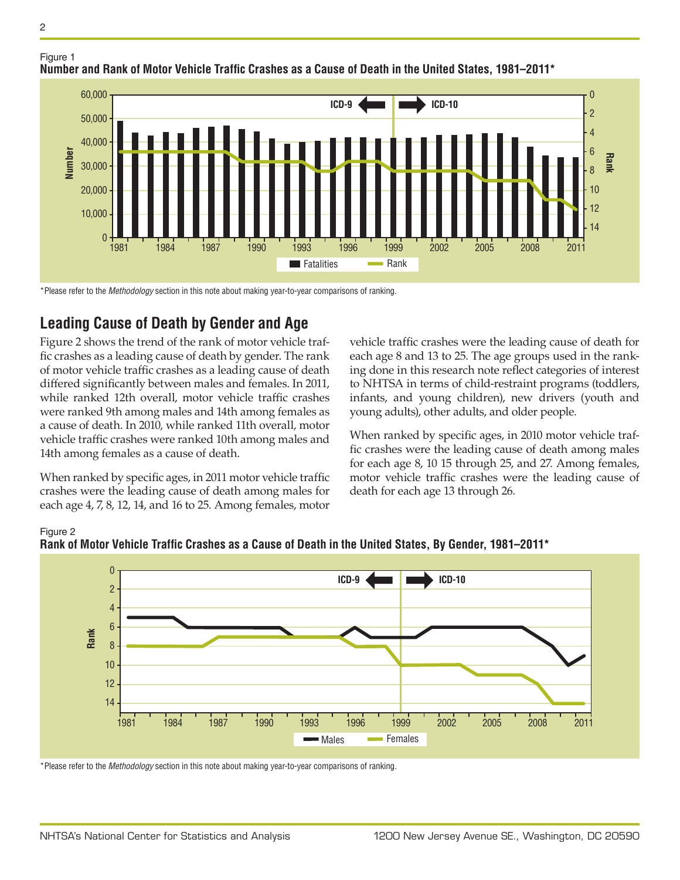Figure 1
**Number and Rank of Motor Vehicle Traffic Crashes as a Cause of Death in the United States, 1981–2011***

*Please refer to the *Methodology* section in this note about making year-to-year comparisons of ranking.

## Leading Cause of Death by Gender and Age

Figure 2 shows the trend of the rank of motor vehicle traffic crashes as a leading cause of death by gender. The rank of motor vehicle traffic crashes as a leading cause of death differed significantly between males and females. In 2011, while ranked 12th overall, motor vehicle traffic crashes were ranked 9th among males and 14th among females as a cause of death. In 2010, while ranked 11th overall, motor vehicle traffic crashes were ranked 10th among males and 14th among females as a cause of death.

When ranked by specific ages, in 2011 motor vehicle traffic crashes were the leading cause of death among males for each age 4, 7, 8, 12, 14, and 16 to 25. Among females, motor vehicle traffic crashes were the leading cause of death for each age 8 and 13 to 25. The age groups used in the ranking done in this research note reflect categories of interest to NHTSA in terms of child-restraint programs (toddlers, infants, and young children), new drivers (youth and young adults), other adults, and older people.

When ranked by specific ages, in 2010 motor vehicle traffic crashes were the leading cause of death among males for each age 8, 10 15 through 25, and 27. Among females, motor vehicle traffic crashes were the leading cause of death for each age 13 through 26.

Figure 2
**Rank of Motor Vehicle Traffic Crashes as a Cause of Death in the United States, By Gender, 1981–2011***

*Please refer to the *Methodology* section in this note about making year-to-year comparisons of ranking.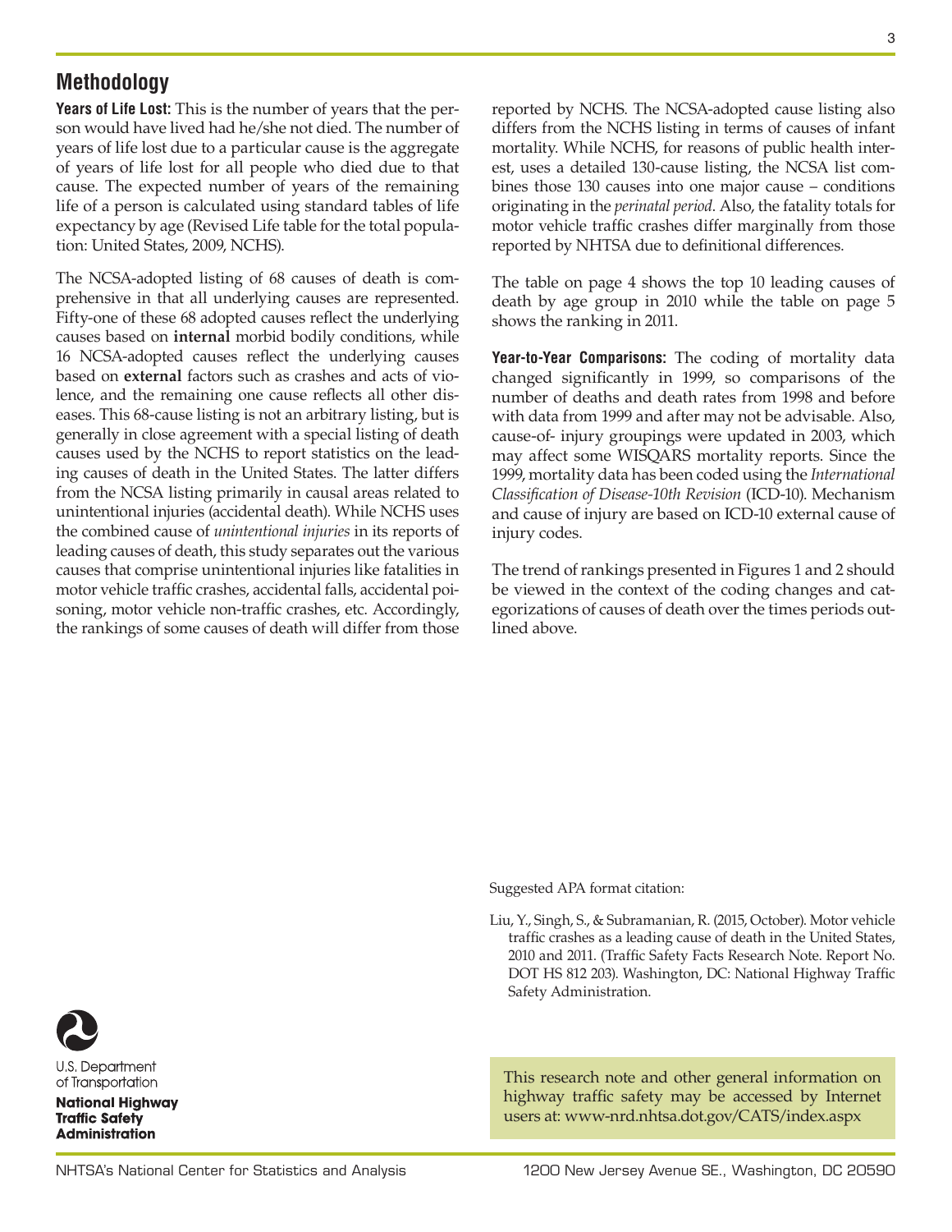## Methodology

**Years of Life Lost:** This is the number of years that the person would have lived had he/she not died. The number of years of life lost due to a particular cause is the aggregate of years of life lost for all people who died due to that cause. The expected number of years of the remaining life of a person is calculated using standard tables of life expectancy by age (Revised Life table for the total population: United States, 2009, NCHS).

The NCSA-adopted listing of 68 causes of death is comprehensive in that all underlying causes are represented. Fifty-one of these 68 adopted causes reflect the underlying causes based on **internal** morbid bodily conditions, while 16 NCSA-adopted causes reflect the underlying causes based on **external** factors such as crashes and acts of violence, and the remaining one cause reflects all other diseases. This 68-cause listing is not an arbitrary listing, but is generally in close agreement with a special listing of death causes used by the NCHS to report statistics on the leading causes of death in the United States. The latter differs from the NCSA listing primarily in causal areas related to unintentional injuries (accidental death). While NCHS uses the combined cause of *unintentional injuries* in its reports of leading causes of death, this study separates out the various causes that comprise unintentional injuries like fatalities in motor vehicle traffic crashes, accidental falls, accidental poisoning, motor vehicle non-traffic crashes, etc. Accordingly, the rankings of some causes of death will differ from those reported by NCHS. The NCSA-adopted cause listing also differs from the NCHS listing in terms of causes of infant mortality. While NCHS, for reasons of public health interest, uses a detailed 130-cause listing, the NCSA list combines those 130 causes into one major cause – conditions originating in the *perinatal period*. Also, the fatality totals for motor vehicle traffic crashes differ marginally from those reported by NHTSA due to definitional differences.

The table on page 4 shows the top 10 leading causes of death by age group in 2010 while the table on page 5 shows the ranking in 2011.

**Year-to-Year Comparisons:** The coding of mortality data changed significantly in 1999, so comparisons of the number of deaths and death rates from 1998 and before with data from 1999 and after may not be advisable. Also, cause-of- injury groupings were updated in 2003, which may affect some WISQARS mortality reports. Since the 1999, mortality data has been coded using the *International Classification of Disease-10th Revision* (ICD-10). Mechanism and cause of injury are based on ICD-10 external cause of injury codes.

The trend of rankings presented in Figures 1 and 2 should be viewed in the context of the coding changes and categorizations of causes of death over the times periods outlined above.

Suggested APA format citation:

Liu, Y., Singh, S., & Subramanian, R. (2015, October). Motor vehicle traffic crashes as a leading cause of death in the United States, 2010 and 2011. (Traffic Safety Facts Research Note. Report No. DOT HS 812 203). Washington, DC: National Highway Traffic Safety Administration.

U.S. Department of Transportation
**National Highway Traffic Safety Administration**

This research note and other general information on highway traffic safety may be accessed by Internet users at: www-nrd.nhtsa.dot.gov/CATS/index.aspx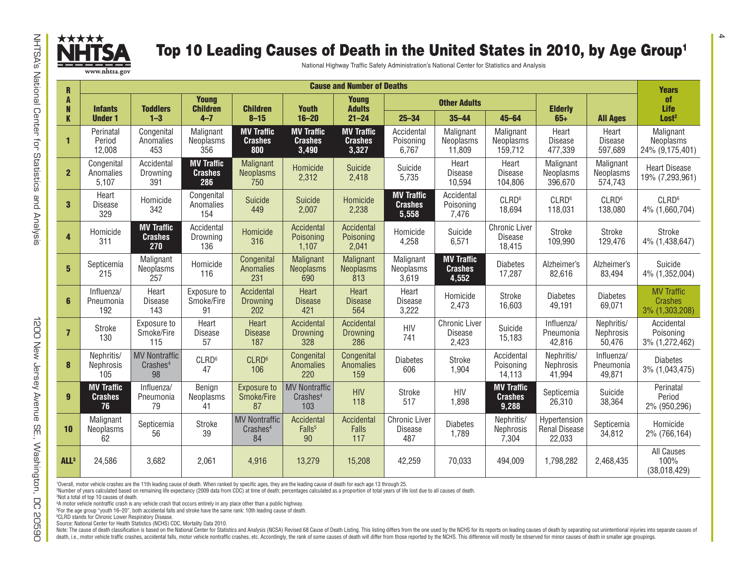# Top 10 Leading Causes of Death in the United States in 2010, by Age Group[1]

National Highway Traffic Safety Administration's National Center for Statistics and Analysis

| RANK | Cause and Number of Deaths | | | | | | | | | | | Years of Life Lost[2] |
|---|---|---|---|---|---|---|---|---|---|---|---|---|
| | Infants Under 1 | Toddlers 1–3 | Young Children 4–7 | Children 8–15 | Youth 16–20 | Young Adults 21–24 | Other Adults 25–34 | Other Adults 35–44 | Other Adults 45–64 | Elderly 65+ | All Ages | |
| 1 | Perinatal Period 12,008 | Congenital Anomalies 453 | Malignant Neoplasms 356 | **MV Traffic Crashes 800** | **MV Traffic Crashes 3,490** | **MV Traffic Crashes 3,327** | Accidental Poisoning 6,767 | Malignant Neoplasms 11,809 | Malignant Neoplasms 159,712 | Heart Disease 477,339 | Heart Disease 597,689 | Malignant Neoplasms 24% (9,175,401) |
| 2 | Congenital Anomalies 5,107 | Accidental Drowning 391 | **MV Traffic Crashes 286** | Malignant Neoplasms 750 | Homicide 2,312 | Suicide 2,418 | Suicide 5,735 | Heart Disease 10,594 | Heart Disease 104,806 | Malignant Neoplasms 396,670 | Malignant Neoplasms 574,743 | Heart Disease 19% (7,293,961) |
| 3 | Heart Disease 329 | Homicide 342 | Congenital Anomalies 154 | Suicide 449 | Suicide 2,007 | Homicide 2,238 | **MV Traffic Crashes 5,558** | Accidental Poisoning 7,476 | CLRD[6] 18,694 | CLRD[6] 118,031 | CLRD[6] 138,080 | CLRD[6] 4% (1,660,704) |
| 4 | Homicide 311 | **MV Traffic Crashes 270** | Accidental Drowning 136 | Homicide 316 | Accidental Poisoning 1,107 | Accidental Poisoning 2,041 | Homicide 4,258 | Suicide 6,571 | Chronic Liver Disease 18,415 | Stroke 109,990 | Stroke 129,476 | Stroke 4% (1,438,647) |
| 5 | Septicemia 215 | Malignant Neoplasms 257 | Homicide 116 | Congenital Anomalies 231 | Malignant Neoplasms 690 | Malignant Neoplasms 813 | Malignant Neoplasms 3,619 | **MV Traffic Crashes 4,552** | Diabetes 17,287 | Alzheimer's 82,616 | Alzheimer's 83,494 | Suicide 4% (1,352,004) |
| 6 | Influenza/ Pneumonia 192 | Heart Disease 143 | Exposure to Smoke/Fire 91 | Accidental Drowning 202 | Heart Disease 421 | Heart Disease 564 | Heart Disease 3,222 | Homicide 2,473 | Stroke 16,603 | Diabetes 49,191 | Diabetes 69,071 | MV Traffic Crashes 3% (1,303,208) |
| 7 | Stroke 130 | Exposure to Smoke/Fire 115 | Heart Disease 57 | Heart Disease 187 | Accidental Drowning 328 | Accidental Drowning 286 | HIV 741 | Chronic Liver Disease 2,423 | Suicide 15,183 | Influenza/ Pneumonia 42,816 | Nephritis/ Nephrosis 50,476 | Accidental Poisoning 3% (1,272,462) |
| 8 | Nephritis/ Nephrosis 105 | MV Nontraffic Crashes[4] 98 | CLRD[6] 47 | CLRD[6] 106 | Congenital Anomalies 220 | Congenital Anomalies 159 | Diabetes 606 | Stroke 1,904 | Accidental Poisoning 14,113 | Nephritis/ Nephrosis 41,994 | Influenza/ Pneumonia 49,871 | Diabetes 3% (1,043,475) |
| 9 | **MV Traffic Crashes 76** | Influenza/ Pneumonia 79 | Benign Neoplasms 41 | Exposure to Smoke/Fire 87 | MV Nontraffic Crashes[4] 103 | HIV 118 | Stroke 517 | HIV 1,898 | **MV Traffic Crashes 9,288** | Septicemia 26,310 | Suicide 38,364 | Perinatal Period 2% (950,296) |
| 10 | Malignant Neoplasms 62 | Septicemia 56 | Stroke 39 | MV Nontraffic Crashes[4] 84 | Accidental Falls[5] 90 | Accidental Falls 117 | Chronic Liver Disease 487 | Diabetes 1,789 | Nephritis/ Nephrosis 7,304 | Hypertension Renal Disease 22,033 | Septicemia 34,812 | Homicide 2% (766,164) |
| ALL[3] | 24,586 | 3,682 | 2,061 | 4,916 | 13,279 | 15,208 | 42,259 | 70,033 | 494,009 | 1,798,282 | 2,468,435 | All Causes 100% (38,018,429) |

[1]Overall, motor vehicle crashes are the 11th leading cause of death. When ranked by specific ages, they are the leading cause of death for each age 13 through 25.
[2]Number of years calculated based on remaining life expectancy (2009 data from CDC) at time of death; percentages calculated as a proportion of total years of life lost due to all causes of death.
[3]Not a total of top 10 causes of death.
[4]A motor vehicle nontraffic crash is any vehicle crash that occurs entirely in any place other than a public highway.
[5]For the age group "youth 16–20", both accidental falls and stroke have the same rank: 10th leading cause of death.
[6]CLRD stands for Chronic Lower Respiratory Disease.
Source: National Center for Health Statistics (NCHS) CDC, Mortality Data 2010.
Note: The cause of death classification is based on the National Center for Statistics and Analysis (NCSA) Revised 68 Cause of Death Listing. This listing differs from the one used by the NCHS for its reports on leading causes of death by separating out unintentional injuries into separate causes of death, i.e., motor vehicle traffic crashes, accidental falls, motor vehicle nontraffic crashes, etc. Accordingly, the rank of some causes of death will differ from those reported by the NCHS. This difference will mostly be observed for minor causes of death in smaller age groupings.

NHTSA's National Center for Statistics and Analysis — 1200 New Jersey Avenue SE., Washington, DC 20590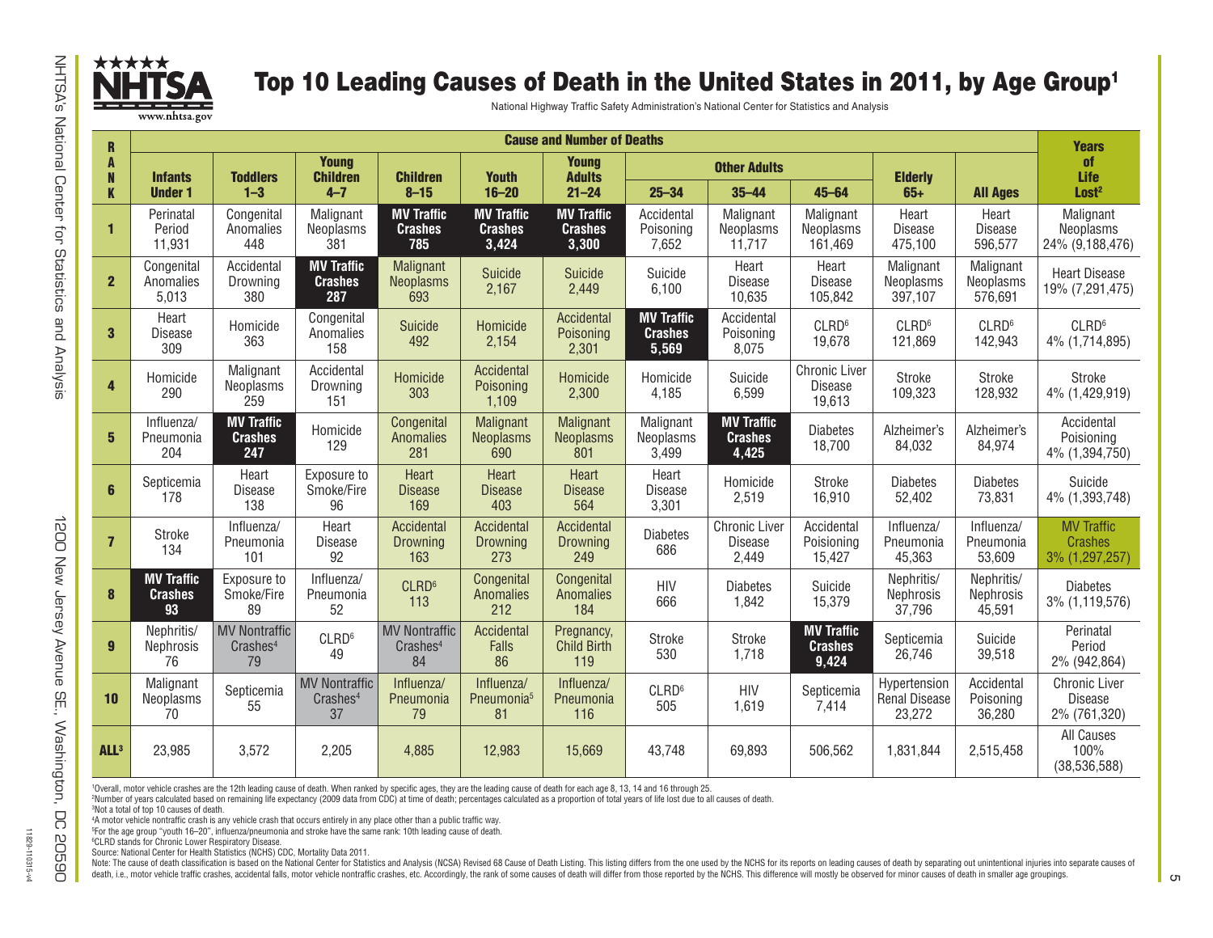# Top 10 Leading Causes of Death in the United States in 2011, by Age Group[1]

National Highway Traffic Safety Administration's National Center for Statistics and Analysis

| RANK | Cause and Number of Deaths | | | | | | | | | | | Years of Life Lost[2] |
|---|---|---|---|---|---|---|---|---|---|---|---|---|
| | Infants Under 1 | Toddlers 1–3 | Young Children 4–7 | Children 8–15 | Youth 16–20 | Young Adults 21–24 | Other Adults 25–34 | Other Adults 35–44 | Other Adults 45–64 | Elderly 65+ | All Ages | |
| 1 | Perinatal Period 11,931 | Congenital Anomalies 448 | Malignant Neoplasms 381 | **MV Traffic Crashes 785** | **MV Traffic Crashes 3,424** | **MV Traffic Crashes 3,300** | Accidental Poisoning 7,652 | Malignant Neoplasms 11,717 | Malignant Neoplasms 161,469 | Heart Disease 475,100 | Heart Disease 596,577 | Malignant Neoplasms 24% (9,188,476) |
| 2 | Congenital Anomalies 5,013 | Accidental Drowning 380 | **MV Traffic Crashes 287** | Malignant Neoplasms 693 | Suicide 2,167 | Suicide 2,449 | Suicide 6,100 | Heart Disease 10,635 | Heart Disease 105,842 | Malignant Neoplasms 397,107 | Malignant Neoplasms 576,691 | Heart Disease 19% (7,291,475) |
| 3 | Heart Disease 309 | Homicide 363 | Congenital Anomalies 158 | Suicide 492 | Homicide 2,154 | Accidental Poisoning 2,301 | **MV Traffic Crashes 5,569** | Accidental Poisoning 8,075 | CLRD[6] 19,678 | CLRD[6] 121,869 | CLRD[6] 142,943 | CLRD[6] 4% (1,714,895) |
| 4 | Homicide 290 | Malignant Neoplasms 259 | Accidental Drowning 151 | Homicide 303 | Accidental Poisoning 1,109 | Homicide 2,300 | Homicide 4,185 | Suicide 6,599 | Chronic Liver Disease 19,613 | Stroke 109,323 | Stroke 128,932 | Stroke 4% (1,429,919) |
| 5 | Influenza/ Pneumonia 204 | **MV Traffic Crashes 247** | Homicide 129 | Congenital Anomalies 281 | Malignant Neoplasms 690 | Malignant Neoplasms 801 | Malignant Neoplasms 3,499 | **MV Traffic Crashes 4,425** | Diabetes 18,700 | Alzheimer's 84,032 | Alzheimer's 84,974 | Accidental Poisoning 4% (1,394,750) |
| 6 | Septicemia 178 | Heart Disease 138 | Exposure to Smoke/Fire 96 | Heart Disease 169 | Heart Disease 403 | Heart Disease 564 | Heart Disease 3,301 | Homicide 2,519 | Stroke 16,910 | Diabetes 52,402 | Diabetes 73,831 | Suicide 4% (1,393,748) |
| 7 | Stroke 134 | Influenza/ Pneumonia 101 | Heart Disease 92 | Accidental Drowning 163 | Accidental Drowning 273 | Accidental Drowning 249 | Diabetes 686 | Chronic Liver Disease 2,449 | Accidental Poisioning 15,427 | Influenza/ Pneumonia 45,363 | Influenza/ Pneumonia 53,609 | MV Traffic Crashes 3% (1,297,257) |
| 8 | **MV Traffic Crashes 93** | Exposure to Smoke/Fire 89 | Influenza/ Pneumonia 52 | CLRD[6] 113 | Congenital Anomalies 212 | Congenital Anomalies 184 | HIV 666 | Diabetes 1,842 | Suicide 15,379 | Nephritis/ Nephrosis 37,796 | Nephritis/ Nephrosis 45,591 | Diabetes 3% (1,119,576) |
| 9 | Nephritis/ Nephrosis 76 | MV Nontraffic Crashes[4] 79 | CLRD[6] 49 | MV Nontraffic Crashes[4] 84 | Accidental Falls 86 | Pregnancy, Child Birth 119 | Stroke 530 | Stroke 1,718 | **MV Traffic Crashes 9,424** | Septicemia 26,746 | Suicide 39,518 | Perinatal Period 2% (942,864) |
| 10 | Malignant Neoplasms 70 | Septicemia 55 | MV Nontraffic Crashes[4] 37 | Influenza/ Pneumonia 79 | Influenza/ Pneumonia[5] 81 | Influenza/ Pneumonia 116 | CLRD[6] 505 | HIV 1,619 | Septicemia 7,414 | Hypertension Renal Disease 23,272 | Accidental Poisoning 36,280 | Chronic Liver Disease 2% (761,320) |
| ALL[3] | 23,985 | 3,572 | 2,205 | 4,885 | 12,983 | 15,669 | 43,748 | 69,893 | 506,562 | 1,831,844 | 2,515,458 | All Causes 100% (38,536,588) |

[1]Overall, motor vehicle crashes are the 12th leading cause of death. When ranked by specific ages, they are the leading cause of death for each age 8, 13, 14 and 16 through 25.
[2]Number of years calculated based on remaining life expectancy (2009 data from CDC) at time of death; percentages calculated as a proportion of total years of life lost due to all causes of death.
[3]Not a total of top 10 causes of death.
[4]A motor vehicle nontraffic crash is any vehicle crash that occurs entirely in any place other than a public traffic way.
[5]For the age group "youth 16–20", influenza/pneumonia and stroke have the same rank: 10th leading cause of death.
[6]CLRD stands for Chronic Lower Respiratory Disease.
Source: National Center for Health Statistics (NCHS) CDC, Mortality Data 2011.
Note: The cause of death classification is based on the National Center for Statistics and Analysis (NCSA) Revised 68 Cause of Death Listing. This listing differs from the one used by the NCHS for its reports on leading causes of death by separating out unintentional injuries into separate causes of death, i.e., motor vehicle traffic crashes, accidental falls, motor vehicle nontraffic crashes, etc. Accordingly, the rank of some causes of death will differ from those reported by the NCHS. This difference will mostly be observed for minor causes of death in smaller age groupings.

NHTSA's National Center for Statistics and Analysis

1200 New Jersey Avenue SE., Washington, DC 20590

11829-110315-v4